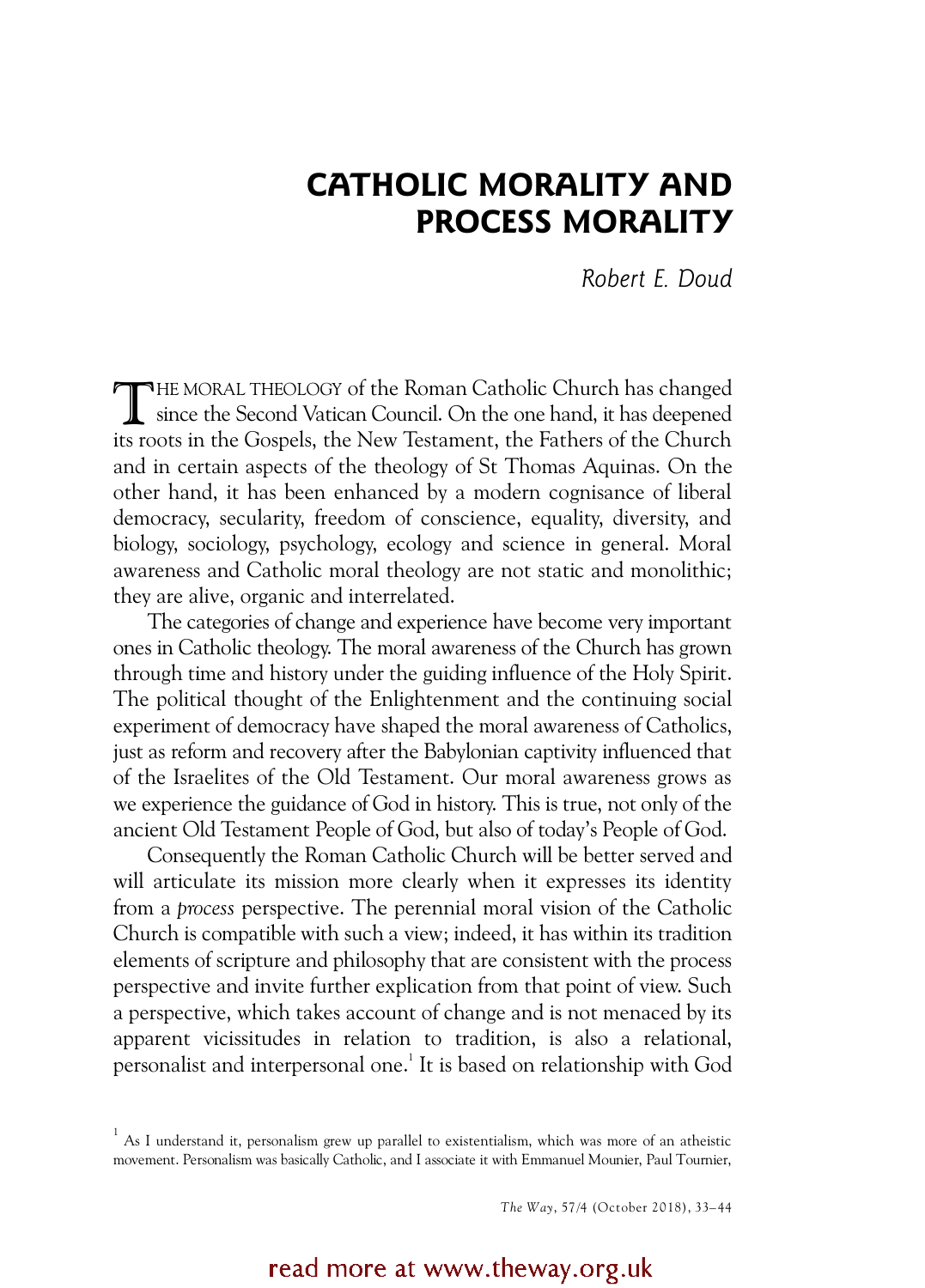# CATHOLIC MORALITY AND PROCESS MORALITY

*Robert E. Doud*

THE MORAL THEOLOGY of the Roman Catholic Church has changed since the Second Vatican Council. On the one hand, it has deepened its roots in the Gospels, the New Testament, the Fathers of the Church and in certain aspects of the theology of St Thomas Aquinas. On the other hand, it has been enhanced by a modern cognisance of liberal democracy, secularity, freedom of conscience, equality, diversity, and biology, sociology, psychology, ecology and science in general. Moral awareness and Catholic moral theology are not static and monolithic; they are alive, organic and interrelated.

The categories of change and experience have become very important ones in Catholic theology. The moral awareness of the Church has grown through time and history under the guiding influence of the Holy Spirit. The political thought of the Enlightenment and the continuing social experiment of democracy have shaped the moral awareness of Catholics, just as reform and recovery after the Babylonian captivity influenced that of the Israelites of the Old Testament. Our moral awareness grows as we experience the guidance of God in history. This is true, not only of the ancient Old Testament People of God, but also of today's People of God.

Consequently the Roman Catholic Church will be better served and will articulate its mission more clearly when it expresses its identity from a *process* perspective. The perennial moral vision of the Catholic Church is compatible with such a view; indeed, it has within its tradition elements of scripture and philosophy that are consistent with the process perspective and invite further explication from that point of view. Such a perspective, which takes account of change and is not menaced by its apparent vicissitudes in relation to tradition, is also a relational, personalist and interpersonal one.[1] It is based on relationship with God

[1] As I understand it, personalism grew up parallel to existentialism, which was more of an atheistic movement. Personalism was basically Catholic, and I associate it with Emmanuel Mounier, Paul Tournier,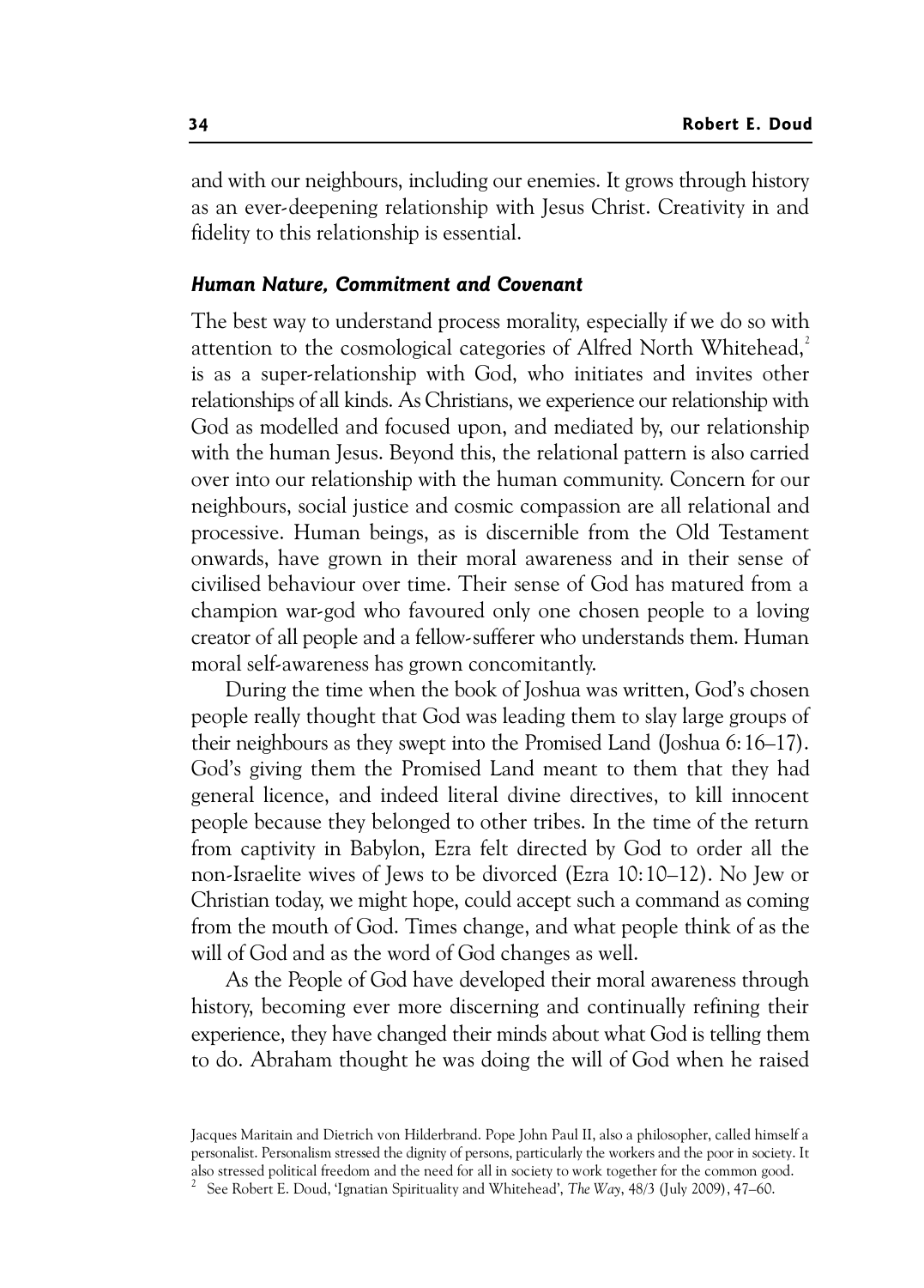and with our neighbours, including our enemies. It grows through history as an ever-deepening relationship with Jesus Christ. Creativity in and fidelity to this relationship is essential.

### *Human Nature, Commitment and Covenant*

The best way to understand process morality, especially if we do so with attention to the cosmological categories of Alfred North Whitehead,[2] is as a super-relationship with God, who initiates and invites other relationships of all kinds. As Christians, we experience our relationship with God as modelled and focused upon, and mediated by, our relationship with the human Jesus. Beyond this, the relational pattern is also carried over into our relationship with the human community. Concern for our neighbours, social justice and cosmic compassion are all relational and processive. Human beings, as is discernible from the Old Testament onwards, have grown in their moral awareness and in their sense of civilised behaviour over time. Their sense of God has matured from a champion war-god who favoured only one chosen people to a loving creator of all people and a fellow-sufferer who understands them. Human moral self-awareness has grown concomitantly.

During the time when the book of Joshua was written, God's chosen people really thought that God was leading them to slay large groups of their neighbours as they swept into the Promised Land (Joshua 6:16–17). God's giving them the Promised Land meant to them that they had general licence, and indeed literal divine directives, to kill innocent people because they belonged to other tribes. In the time of the return from captivity in Babylon, Ezra felt directed by God to order all the non-Israelite wives of Jews to be divorced (Ezra 10:10–12). No Jew or Christian today, we might hope, could accept such a command as coming from the mouth of God. Times change, and what people think of as the will of God and as the word of God changes as well.

As the People of God have developed their moral awareness through history, becoming ever more discerning and continually refining their experience, they have changed their minds about what God is telling them to do. Abraham thought he was doing the will of God when he raised

---

Jacques Maritain and Dietrich von Hilderbrand. Pope John Paul II, also a philosopher, called himself a personalist. Personalism stressed the dignity of persons, particularly the workers and the poor in society. It also stressed political freedom and the need for all in society to work together for the common good.

[2] See Robert E. Doud, 'Ignatian Spirituality and Whitehead', *The Way*, 48/3 (July 2009), 47–60.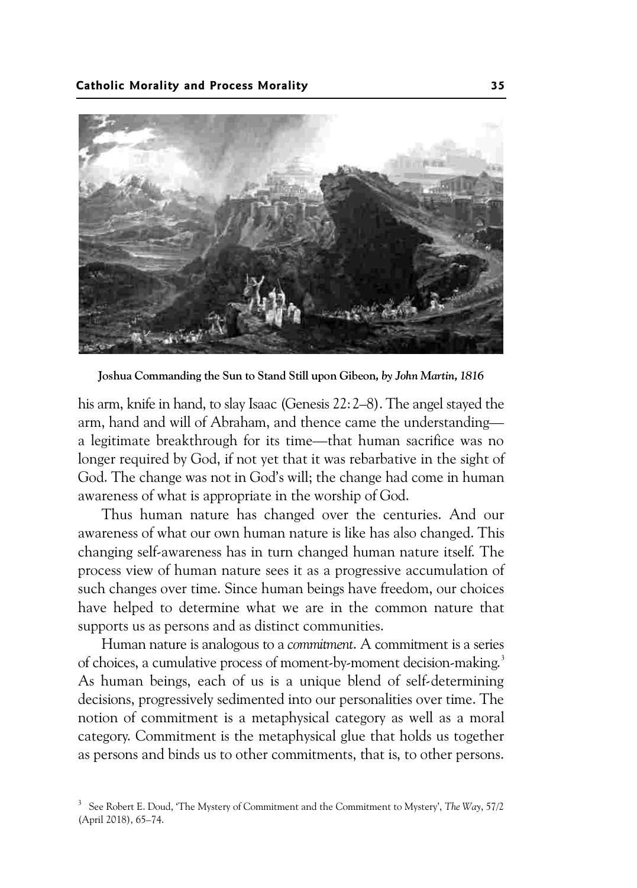**Joshua Commanding the Sun to Stand Still upon Gibeon,** ***by John Martin, 1816***

his arm, knife in hand, to slay Isaac (Genesis 22: 2–8). The angel stayed the arm, hand and will of Abraham, and thence came the understanding—a legitimate breakthrough for its time—that human sacrifice was no longer required by God, if not yet that it was rebarbative in the sight of God. The change was not in God's will; the change had come in human awareness of what is appropriate in the worship of God.

Thus human nature has changed over the centuries. And our awareness of what our own human nature is like has also changed. This changing self-awareness has in turn changed human nature itself. The process view of human nature sees it as a progressive accumulation of such changes over time. Since human beings have freedom, our choices have helped to determine what we are in the common nature that supports us as persons and as distinct communities.

Human nature is analogous to a *commitment*. A commitment is a series of choices, a cumulative process of moment-by-moment decision-making.[3] As human beings, each of us is a unique blend of self-determining decisions, progressively sedimented into our personalities over time. The notion of commitment is a metaphysical category as well as a moral category. Commitment is the metaphysical glue that holds us together as persons and binds us to other commitments, that is, to other persons.

[3] See Robert E. Doud, 'The Mystery of Commitment and the Commitment to Mystery', *The Way*, 57/2 (April 2018), 65–74.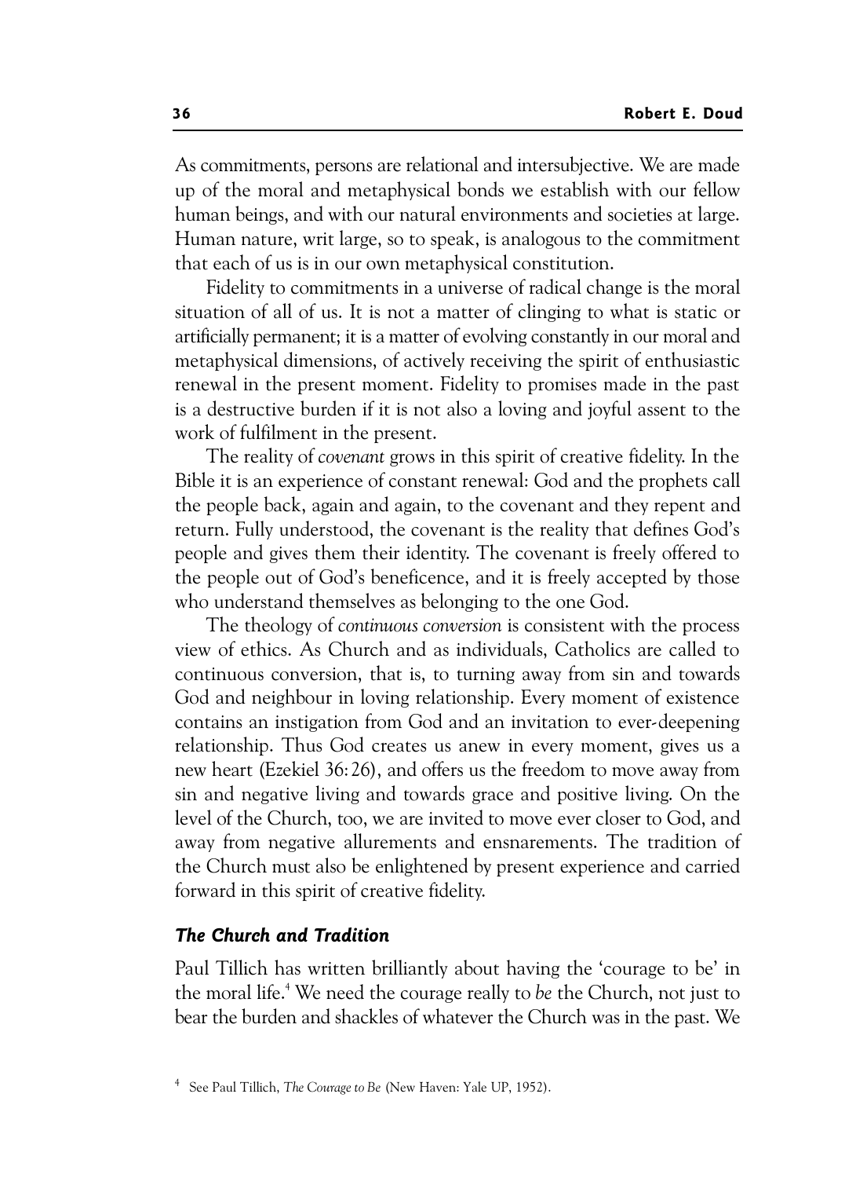As commitments, persons are relational and intersubjective. We are made up of the moral and metaphysical bonds we establish with our fellow human beings, and with our natural environments and societies at large. Human nature, writ large, so to speak, is analogous to the commitment that each of us is in our own metaphysical constitution.

Fidelity to commitments in a universe of radical change is the moral situation of all of us. It is not a matter of clinging to what is static or artificially permanent; it is a matter of evolving constantly in our moral and metaphysical dimensions, of actively receiving the spirit of enthusiastic renewal in the present moment. Fidelity to promises made in the past is a destructive burden if it is not also a loving and joyful assent to the work of fulfilment in the present.

The reality of *covenant* grows in this spirit of creative fidelity. In the Bible it is an experience of constant renewal: God and the prophets call the people back, again and again, to the covenant and they repent and return. Fully understood, the covenant is the reality that defines God's people and gives them their identity. The covenant is freely offered to the people out of God's beneficence, and it is freely accepted by those who understand themselves as belonging to the one God.

The theology of *continuous conversion* is consistent with the process view of ethics. As Church and as individuals, Catholics are called to continuous conversion, that is, to turning away from sin and towards God and neighbour in loving relationship. Every moment of existence contains an instigation from God and an invitation to ever-deepening relationship. Thus God creates us anew in every moment, gives us a new heart (Ezekiel 36:26), and offers us the freedom to move away from sin and negative living and towards grace and positive living. On the level of the Church, too, we are invited to move ever closer to God, and away from negative allurements and ensnarements. The tradition of the Church must also be enlightened by present experience and carried forward in this spirit of creative fidelity.

### *The Church and Tradition*

Paul Tillich has written brilliantly about having the 'courage to be' in the moral life.[4] We need the courage really to *be* the Church, not just to bear the burden and shackles of whatever the Church was in the past. We

[4] See Paul Tillich, *The Courage to Be* (New Haven: Yale UP, 1952).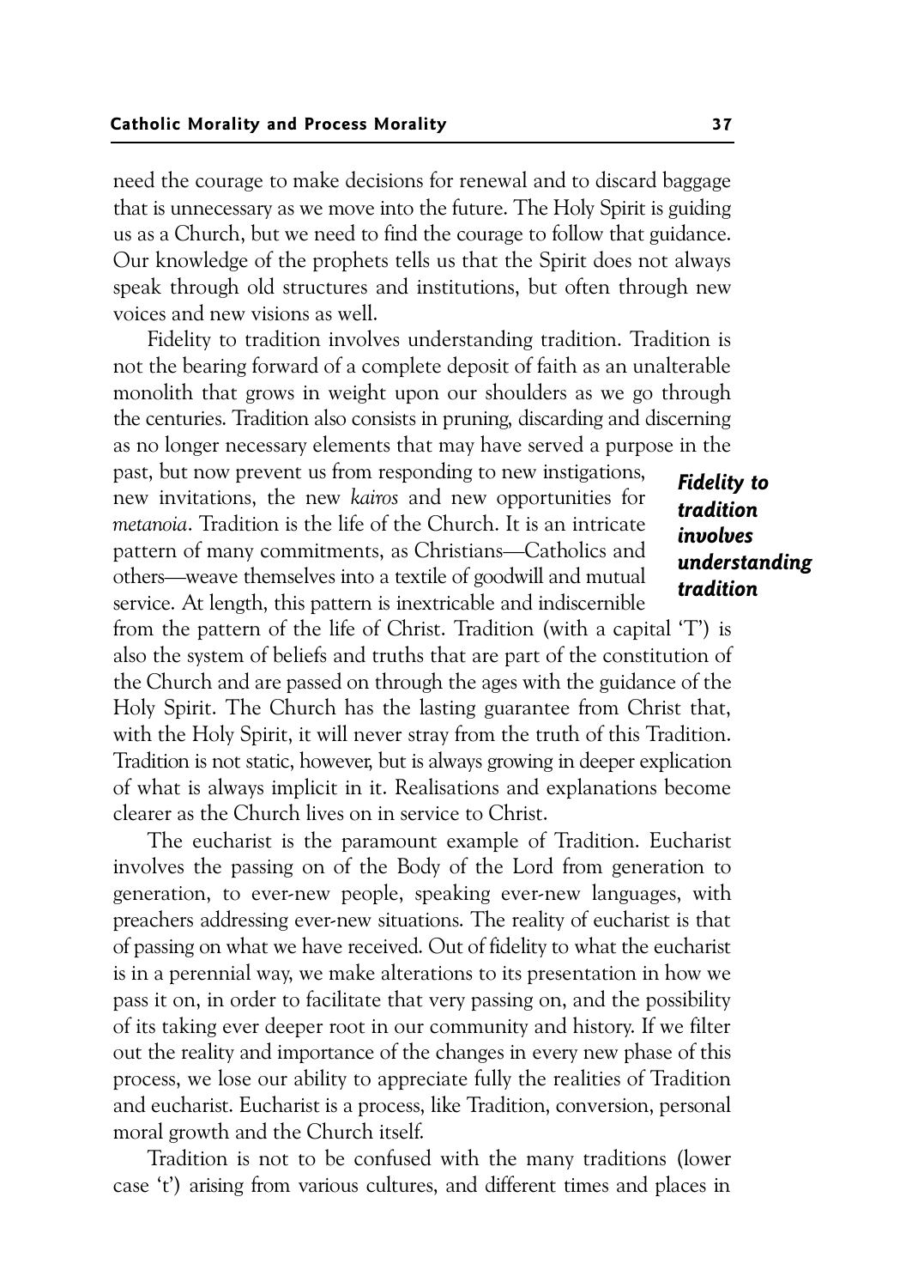need the courage to make decisions for renewal and to discard baggage that is unnecessary as we move into the future. The Holy Spirit is guiding us as a Church, but we need to find the courage to follow that guidance. Our knowledge of the prophets tells us that the Spirit does not always speak through old structures and institutions, but often through new voices and new visions as well.

Fidelity to tradition involves understanding tradition. Tradition is not the bearing forward of a complete deposit of faith as an unalterable monolith that grows in weight upon our shoulders as we go through the centuries. Tradition also consists in pruning, discarding and discerning as no longer necessary elements that may have served a purpose in the past, but now prevent us from responding to new instigations, new invitations, the new *kairos* and new opportunities for *metanoia*. Tradition is the life of the Church. It is an intricate pattern of many commitments, as Christians—Catholics and others—weave themselves into a textile of goodwill and mutual service. At length, this pattern is inextricable and indiscernible from the pattern of the life of Christ. Tradition (with a capital 'T') is also the system of beliefs and truths that are part of the constitution of the Church and are passed on through the ages with the guidance of the Holy Spirit. The Church has the lasting guarantee from Christ that, with the Holy Spirit, it will never stray from the truth of this Tradition. Tradition is not static, however, but is always growing in deeper explication of what is always implicit in it. Realisations and explanations become clearer as the Church lives on in service to Christ.

***Fidelity to tradition involves understanding tradition***

The eucharist is the paramount example of Tradition. Eucharist involves the passing on of the Body of the Lord from generation to generation, to ever-new people, speaking ever-new languages, with preachers addressing ever-new situations. The reality of eucharist is that of passing on what we have received. Out of fidelity to what the eucharist is in a perennial way, we make alterations to its presentation in how we pass it on, in order to facilitate that very passing on, and the possibility of its taking ever deeper root in our community and history. If we filter out the reality and importance of the changes in every new phase of this process, we lose our ability to appreciate fully the realities of Tradition and eucharist. Eucharist is a process, like Tradition, conversion, personal moral growth and the Church itself.

Tradition is not to be confused with the many traditions (lower case 't') arising from various cultures, and different times and places in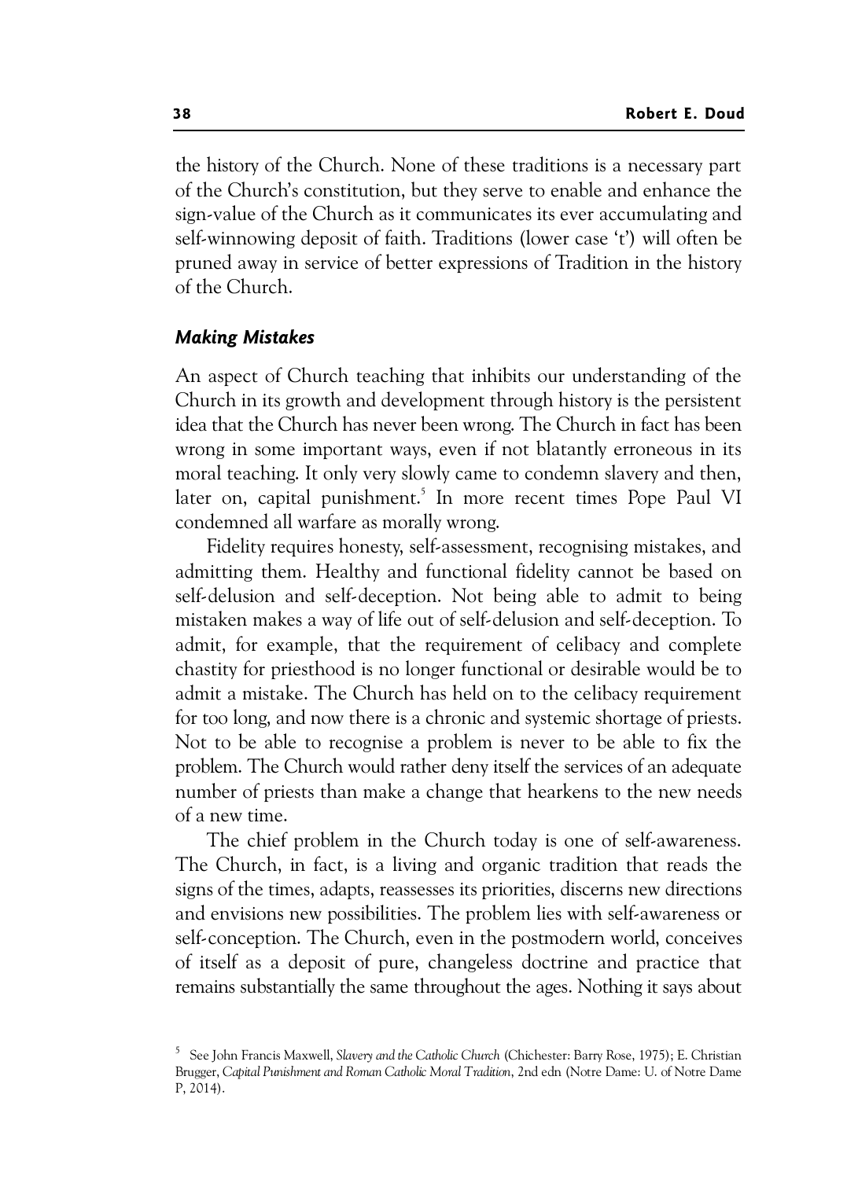the history of the Church. None of these traditions is a necessary part of the Church's constitution, but they serve to enable and enhance the sign-value of the Church as it communicates its ever accumulating and self-winnowing deposit of faith. Traditions (lower case 't') will often be pruned away in service of better expressions of Tradition in the history of the Church.

### *Making Mistakes*

An aspect of Church teaching that inhibits our understanding of the Church in its growth and development through history is the persistent idea that the Church has never been wrong. The Church in fact has been wrong in some important ways, even if not blatantly erroneous in its moral teaching. It only very slowly came to condemn slavery and then, later on, capital punishment.[5] In more recent times Pope Paul VI condemned all warfare as morally wrong.

Fidelity requires honesty, self-assessment, recognising mistakes, and admitting them. Healthy and functional fidelity cannot be based on self-delusion and self-deception. Not being able to admit to being mistaken makes a way of life out of self-delusion and self-deception. To admit, for example, that the requirement of celibacy and complete chastity for priesthood is no longer functional or desirable would be to admit a mistake. The Church has held on to the celibacy requirement for too long, and now there is a chronic and systemic shortage of priests. Not to be able to recognise a problem is never to be able to fix the problem. The Church would rather deny itself the services of an adequate number of priests than make a change that hearkens to the new needs of a new time.

The chief problem in the Church today is one of self-awareness. The Church, in fact, is a living and organic tradition that reads the signs of the times, adapts, reassesses its priorities, discerns new directions and envisions new possibilities. The problem lies with self-awareness or self-conception. The Church, even in the postmodern world, conceives of itself as a deposit of pure, changeless doctrine and practice that remains substantially the same throughout the ages. Nothing it says about

---

[5] See John Francis Maxwell, *Slavery and the Catholic Church* (Chichester: Barry Rose, 1975); E. Christian Brugger, *Capital Punishment and Roman Catholic Moral Tradition*, 2nd edn (Notre Dame: U. of Notre Dame P, 2014).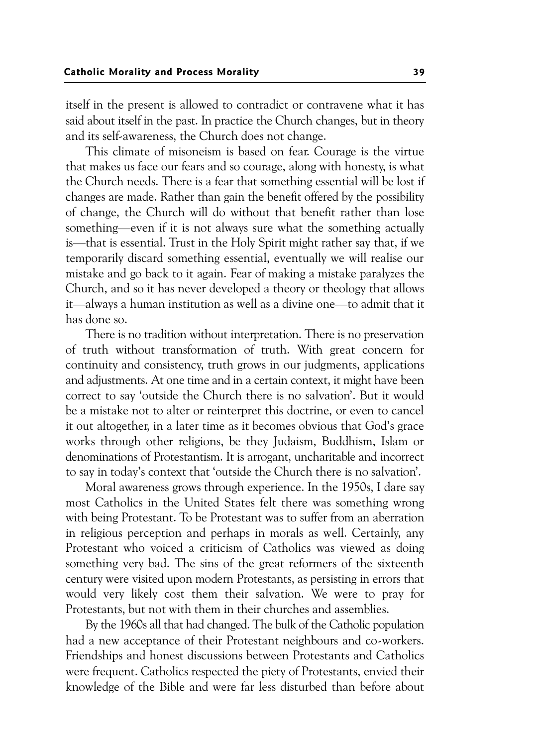itself in the present is allowed to contradict or contravene what it has said about itself in the past. In practice the Church changes, but in theory and its self-awareness, the Church does not change.

This climate of misoneism is based on fear. Courage is the virtue that makes us face our fears and so courage, along with honesty, is what the Church needs. There is a fear that something essential will be lost if changes are made. Rather than gain the benefit offered by the possibility of change, the Church will do without that benefit rather than lose something—even if it is not always sure what the something actually is—that is essential. Trust in the Holy Spirit might rather say that, if we temporarily discard something essential, eventually we will realise our mistake and go back to it again. Fear of making a mistake paralyzes the Church, and so it has never developed a theory or theology that allows it—always a human institution as well as a divine one—to admit that it has done so.

There is no tradition without interpretation. There is no preservation of truth without transformation of truth. With great concern for continuity and consistency, truth grows in our judgments, applications and adjustments. At one time and in a certain context, it might have been correct to say 'outside the Church there is no salvation'. But it would be a mistake not to alter or reinterpret this doctrine, or even to cancel it out altogether, in a later time as it becomes obvious that God's grace works through other religions, be they Judaism, Buddhism, Islam or denominations of Protestantism. It is arrogant, uncharitable and incorrect to say in today's context that 'outside the Church there is no salvation'.

Moral awareness grows through experience. In the 1950s, I dare say most Catholics in the United States felt there was something wrong with being Protestant. To be Protestant was to suffer from an aberration in religious perception and perhaps in morals as well. Certainly, any Protestant who voiced a criticism of Catholics was viewed as doing something very bad. The sins of the great reformers of the sixteenth century were visited upon modern Protestants, as persisting in errors that would very likely cost them their salvation. We were to pray for Protestants, but not with them in their churches and assemblies.

By the 1960s all that had changed. The bulk of the Catholic population had a new acceptance of their Protestant neighbours and co-workers. Friendships and honest discussions between Protestants and Catholics were frequent. Catholics respected the piety of Protestants, envied their knowledge of the Bible and were far less disturbed than before about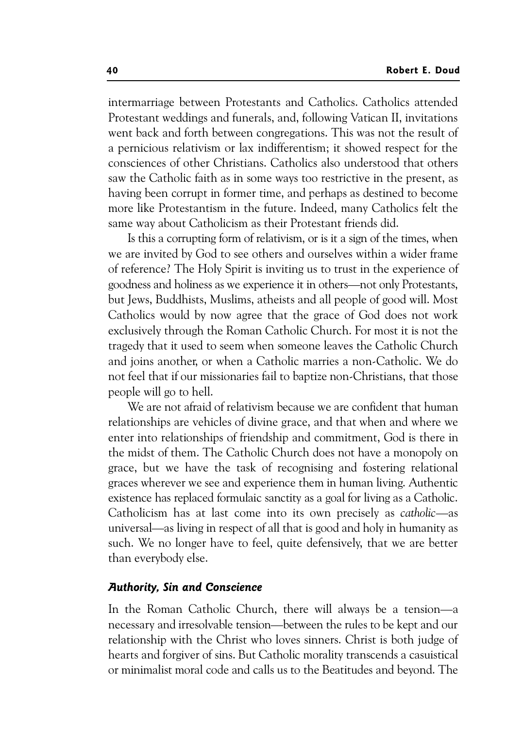intermarriage between Protestants and Catholics. Catholics attended Protestant weddings and funerals, and, following Vatican II, invitations went back and forth between congregations. This was not the result of a pernicious relativism or lax indifferentism; it showed respect for the consciences of other Christians. Catholics also understood that others saw the Catholic faith as in some ways too restrictive in the present, as having been corrupt in former time, and perhaps as destined to become more like Protestantism in the future. Indeed, many Catholics felt the same way about Catholicism as their Protestant friends did.

Is this a corrupting form of relativism, or is it a sign of the times, when we are invited by God to see others and ourselves within a wider frame of reference? The Holy Spirit is inviting us to trust in the experience of goodness and holiness as we experience it in others—not only Protestants, but Jews, Buddhists, Muslims, atheists and all people of good will. Most Catholics would by now agree that the grace of God does not work exclusively through the Roman Catholic Church. For most it is not the tragedy that it used to seem when someone leaves the Catholic Church and joins another, or when a Catholic marries a non-Catholic. We do not feel that if our missionaries fail to baptize non-Christians, that those people will go to hell.

We are not afraid of relativism because we are confident that human relationships are vehicles of divine grace, and that when and where we enter into relationships of friendship and commitment, God is there in the midst of them. The Catholic Church does not have a monopoly on grace, but we have the task of recognising and fostering relational graces wherever we see and experience them in human living. Authentic existence has replaced formulaic sanctity as a goal for living as a Catholic. Catholicism has at last come into its own precisely as *catholic*—as universal—as living in respect of all that is good and holy in humanity as such. We no longer have to feel, quite defensively, that we are better than everybody else.

### *Authority, Sin and Conscience*

In the Roman Catholic Church, there will always be a tension—a necessary and irresolvable tension—between the rules to be kept and our relationship with the Christ who loves sinners. Christ is both judge of hearts and forgiver of sins. But Catholic morality transcends a casuistical or minimalist moral code and calls us to the Beatitudes and beyond. The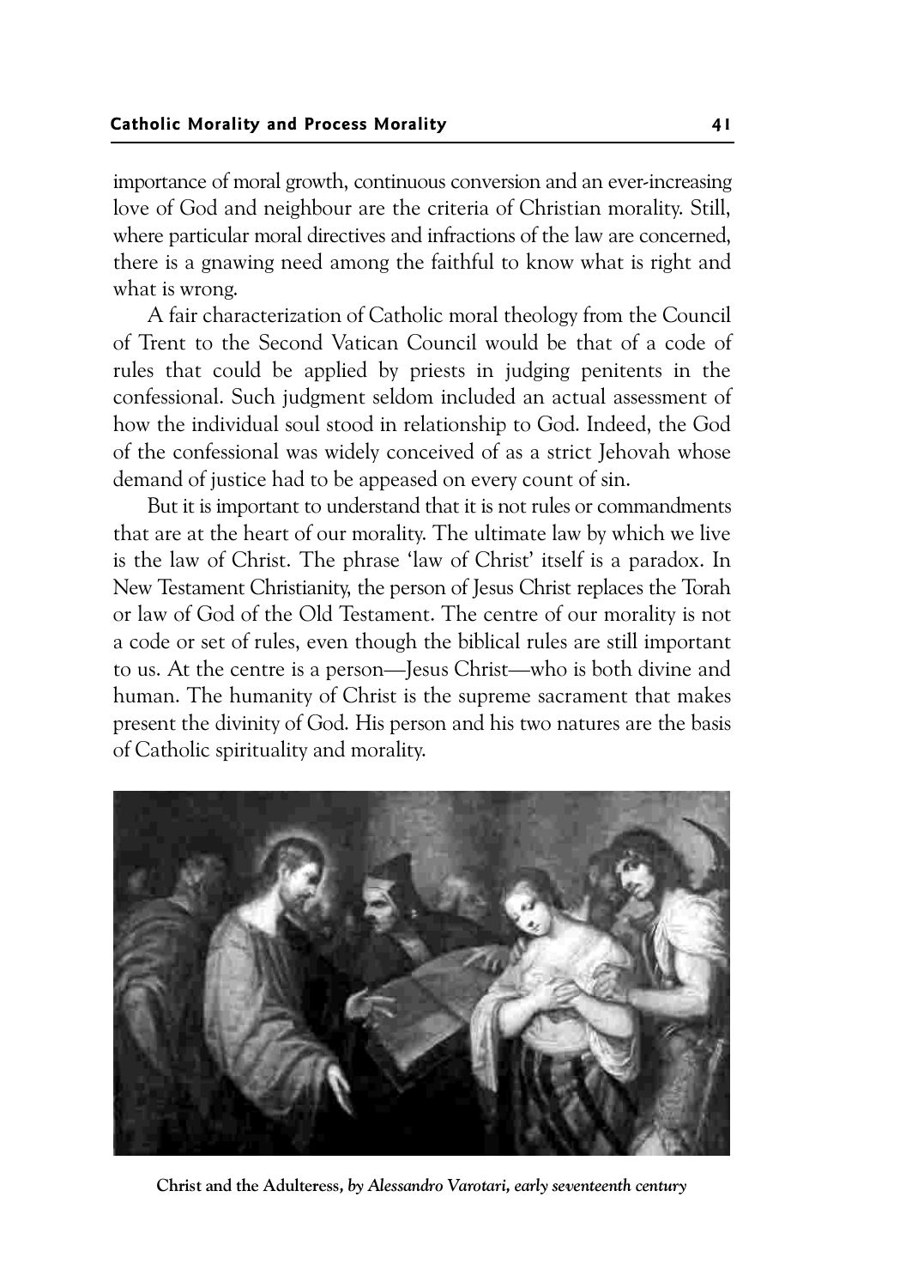importance of moral growth, continuous conversion and an ever-increasing love of God and neighbour are the criteria of Christian morality. Still, where particular moral directives and infractions of the law are concerned, there is a gnawing need among the faithful to know what is right and what is wrong.

A fair characterization of Catholic moral theology from the Council of Trent to the Second Vatican Council would be that of a code of rules that could be applied by priests in judging penitents in the confessional. Such judgment seldom included an actual assessment of how the individual soul stood in relationship to God. Indeed, the God of the confessional was widely conceived of as a strict Jehovah whose demand of justice had to be appeased on every count of sin.

But it is important to understand that it is not rules or commandments that are at the heart of our morality. The ultimate law by which we live is the law of Christ. The phrase 'law of Christ' itself is a paradox. In New Testament Christianity, the person of Jesus Christ replaces the Torah or law of God of the Old Testament. The centre of our morality is not a code or set of rules, even though the biblical rules are still important to us. At the centre is a person—Jesus Christ—who is both divine and human. The humanity of Christ is the supreme sacrament that makes present the divinity of God. His person and his two natures are the basis of Catholic spirituality and morality.

**Christ and the Adulteress,** ***by Alessandro Varotari, early seventeenth century***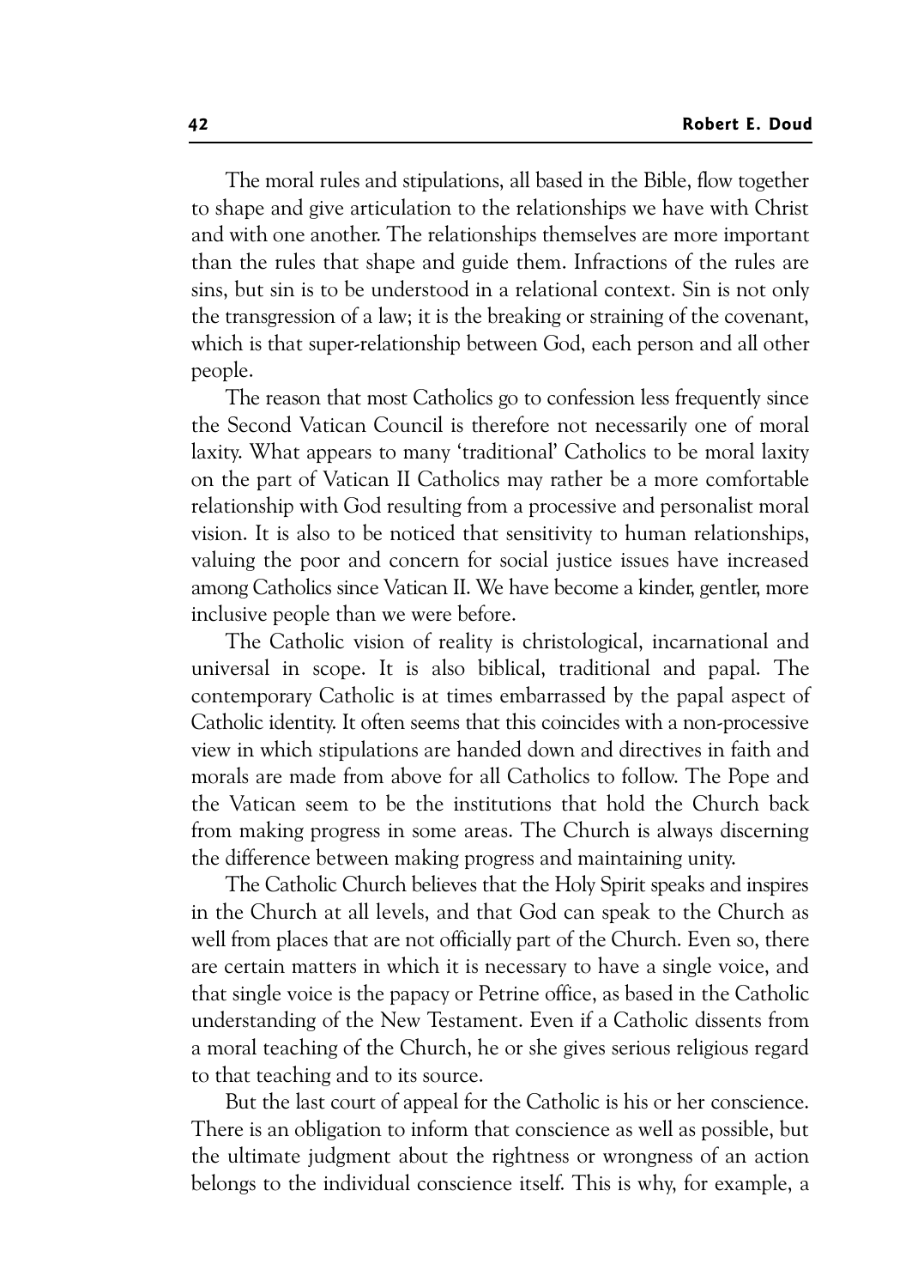The moral rules and stipulations, all based in the Bible, flow together to shape and give articulation to the relationships we have with Christ and with one another. The relationships themselves are more important than the rules that shape and guide them. Infractions of the rules are sins, but sin is to be understood in a relational context. Sin is not only the transgression of a law; it is the breaking or straining of the covenant, which is that super-relationship between God, each person and all other people.

The reason that most Catholics go to confession less frequently since the Second Vatican Council is therefore not necessarily one of moral laxity. What appears to many 'traditional' Catholics to be moral laxity on the part of Vatican II Catholics may rather be a more comfortable relationship with God resulting from a processive and personalist moral vision. It is also to be noticed that sensitivity to human relationships, valuing the poor and concern for social justice issues have increased among Catholics since Vatican II. We have become a kinder, gentler, more inclusive people than we were before.

The Catholic vision of reality is christological, incarnational and universal in scope. It is also biblical, traditional and papal. The contemporary Catholic is at times embarrassed by the papal aspect of Catholic identity. It often seems that this coincides with a non-processive view in which stipulations are handed down and directives in faith and morals are made from above for all Catholics to follow. The Pope and the Vatican seem to be the institutions that hold the Church back from making progress in some areas. The Church is always discerning the difference between making progress and maintaining unity.

The Catholic Church believes that the Holy Spirit speaks and inspires in the Church at all levels, and that God can speak to the Church as well from places that are not officially part of the Church. Even so, there are certain matters in which it is necessary to have a single voice, and that single voice is the papacy or Petrine office, as based in the Catholic understanding of the New Testament. Even if a Catholic dissents from a moral teaching of the Church, he or she gives serious religious regard to that teaching and to its source.

But the last court of appeal for the Catholic is his or her conscience. There is an obligation to inform that conscience as well as possible, but the ultimate judgment about the rightness or wrongness of an action belongs to the individual conscience itself. This is why, for example, a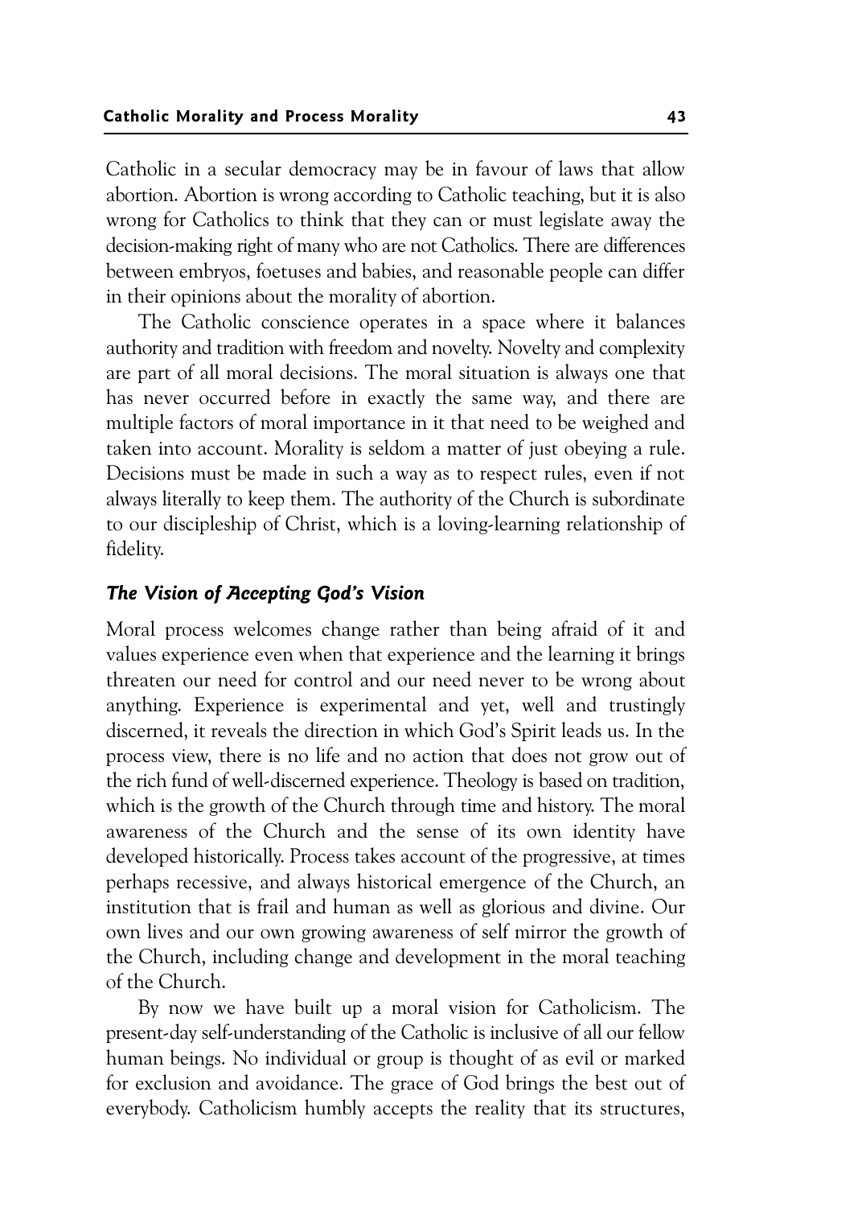Catholic in a secular democracy may be in favour of laws that allow abortion. Abortion is wrong according to Catholic teaching, but it is also wrong for Catholics to think that they can or must legislate away the decision-making right of many who are not Catholics. There are differences between embryos, foetuses and babies, and reasonable people can differ in their opinions about the morality of abortion.

The Catholic conscience operates in a space where it balances authority and tradition with freedom and novelty. Novelty and complexity are part of all moral decisions. The moral situation is always one that has never occurred before in exactly the same way, and there are multiple factors of moral importance in it that need to be weighed and taken into account. Morality is seldom a matter of just obeying a rule. Decisions must be made in such a way as to respect rules, even if not always literally to keep them. The authority of the Church is subordinate to our discipleship of Christ, which is a loving-learning relationship of fidelity.

### *The Vision of Accepting God's Vision*

Moral process welcomes change rather than being afraid of it and values experience even when that experience and the learning it brings threaten our need for control and our need never to be wrong about anything. Experience is experimental and yet, well and trustingly discerned, it reveals the direction in which God's Spirit leads us. In the process view, there is no life and no action that does not grow out of the rich fund of well-discerned experience. Theology is based on tradition, which is the growth of the Church through time and history. The moral awareness of the Church and the sense of its own identity have developed historically. Process takes account of the progressive, at times perhaps recessive, and always historical emergence of the Church, an institution that is frail and human as well as glorious and divine. Our own lives and our own growing awareness of self mirror the growth of the Church, including change and development in the moral teaching of the Church.

By now we have built up a moral vision for Catholicism. The present-day self-understanding of the Catholic is inclusive of all our fellow human beings. No individual or group is thought of as evil or marked for exclusion and avoidance. The grace of God brings the best out of everybody. Catholicism humbly accepts the reality that its structures,